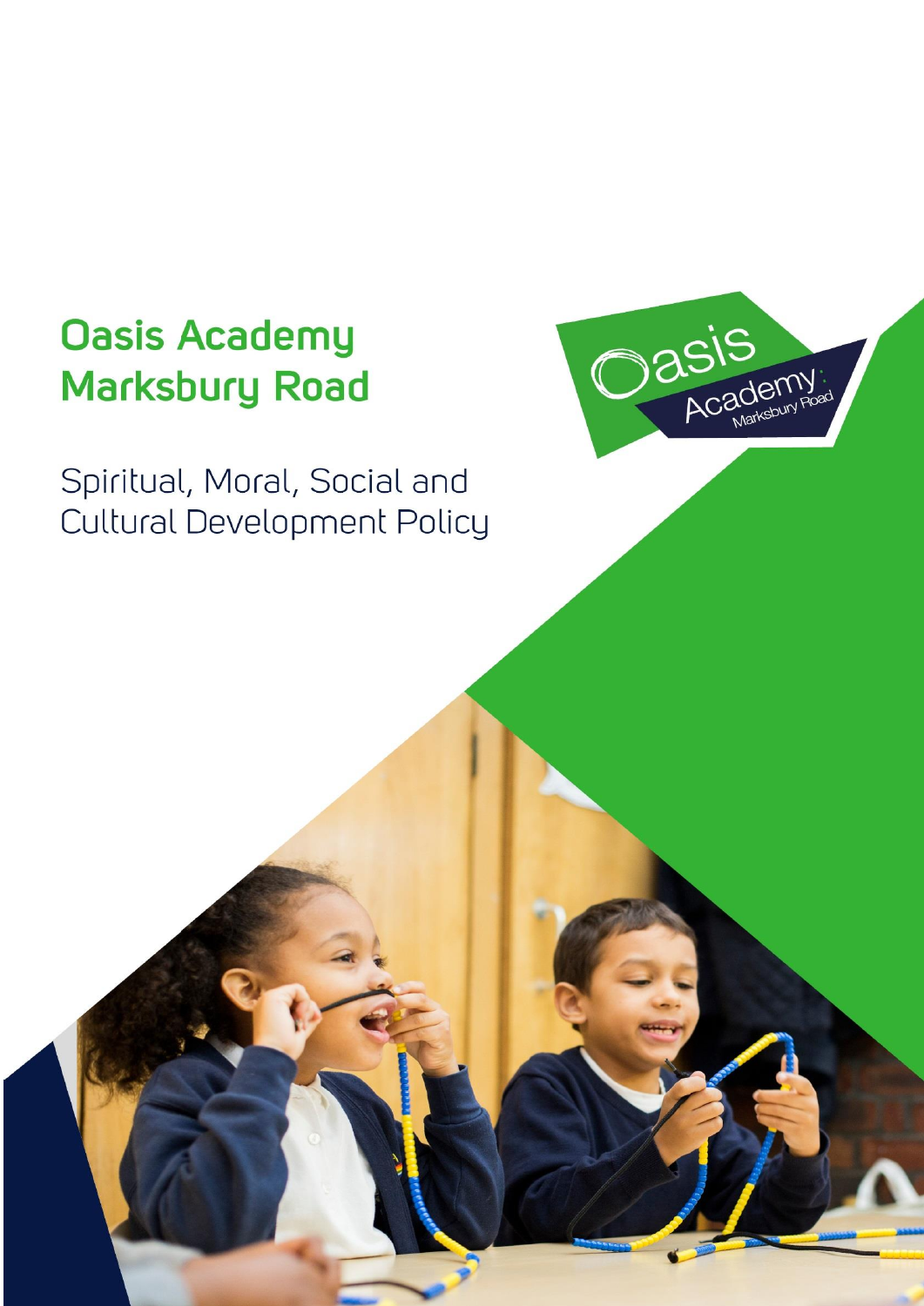# Oasis Academy Marksbury Road

## Spiritual, Moral, Social and Cultural Development Policy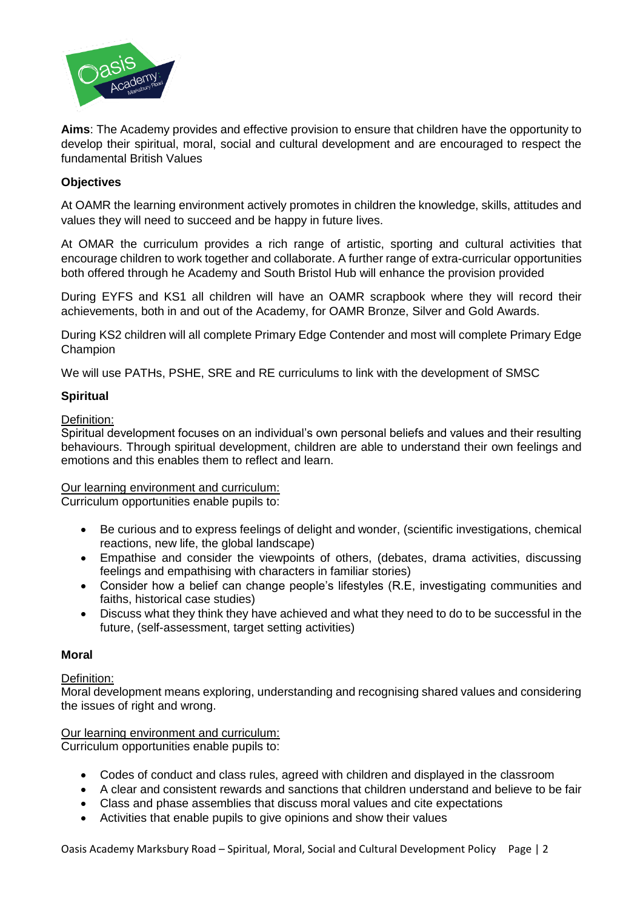**Aims**: The Academy provides and effective provision to ensure that children have the opportunity to develop their spiritual, moral, social and cultural development and are encouraged to respect the fundamental British Values

**Objectives**

At OAMR the learning environment actively promotes in children the knowledge, skills, attitudes and values they will need to succeed and be happy in future lives.

At OMAR the curriculum provides a rich range of artistic, sporting and cultural activities that encourage children to work together and collaborate. A further range of extra-curricular opportunities both offered through he Academy and South Bristol Hub will enhance the provision provided

During EYFS and KS1 all children will have an OAMR scrapbook where they will record their achievements, both in and out of the Academy, for OAMR Bronze, Silver and Gold Awards.

During KS2 children will all complete Primary Edge Contender and most will complete Primary Edge Champion

We will use PATHs, PSHE, SRE and RE curriculums to link with the development of SMSC

**Spiritual**

Definition:
Spiritual development focuses on an individual's own personal beliefs and values and their resulting behaviours. Through spiritual development, children are able to understand their own feelings and emotions and this enables them to reflect and learn.

Our learning environment and curriculum:
Curriculum opportunities enable pupils to:

- Be curious and to express feelings of delight and wonder, (scientific investigations, chemical reactions, new life, the global landscape)
- Empathise and consider the viewpoints of others, (debates, drama activities, discussing feelings and empathising with characters in familiar stories)
- Consider how a belief can change people's lifestyles (R.E, investigating communities and faiths, historical case studies)
- Discuss what they think they have achieved and what they need to do to be successful in the future, (self-assessment, target setting activities)

**Moral**

Definition:
Moral development means exploring, understanding and recognising shared values and considering the issues of right and wrong.

Our learning environment and curriculum:
Curriculum opportunities enable pupils to:

- Codes of conduct and class rules, agreed with children and displayed in the classroom
- A clear and consistent rewards and sanctions that children understand and believe to be fair
- Class and phase assemblies that discuss moral values and cite expectations
- Activities that enable pupils to give opinions and show their values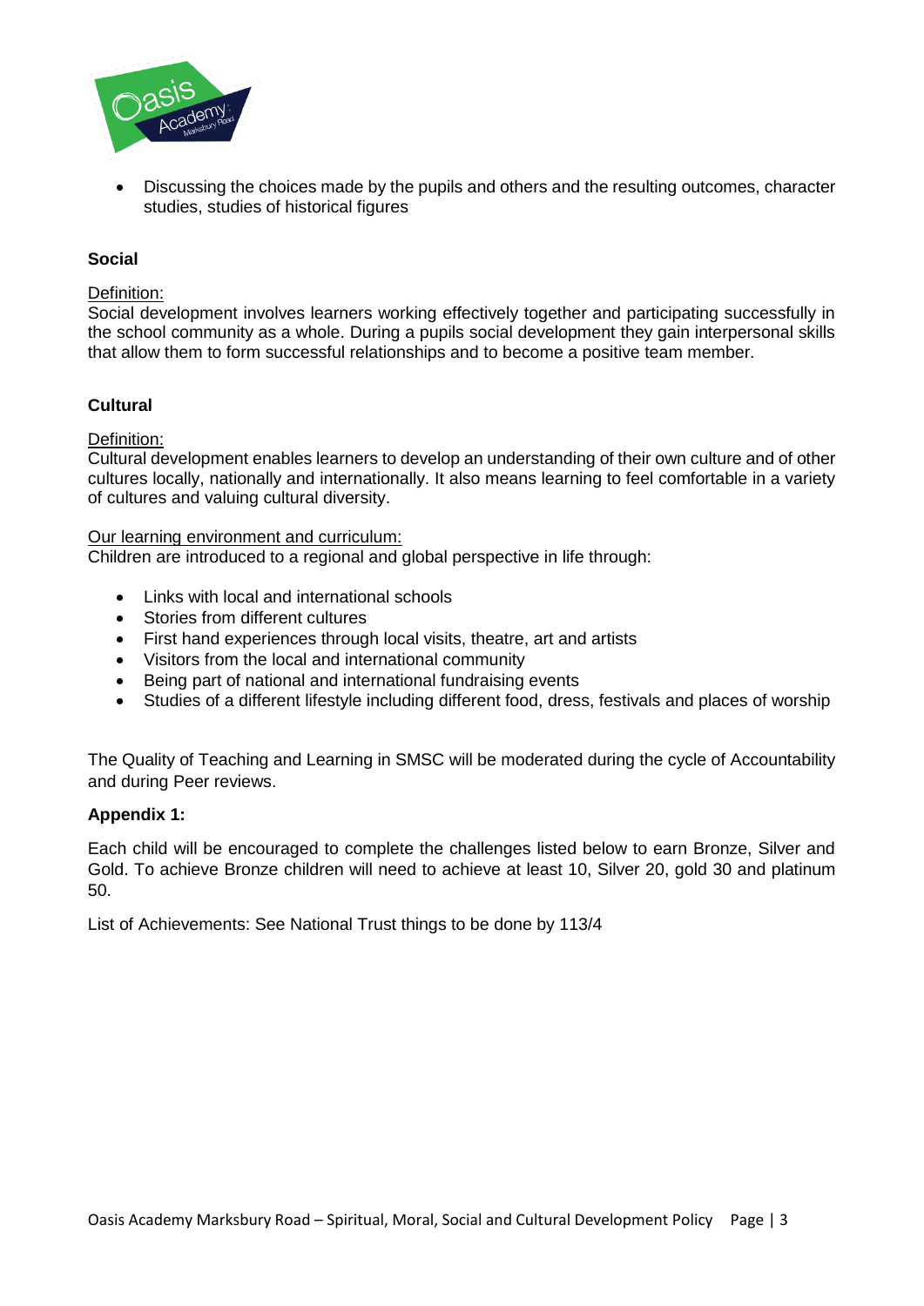- Discussing the choices made by the pupils and others and the resulting outcomes, character studies, studies of historical figures

**Social**

Definition:
Social development involves learners working effectively together and participating successfully in the school community as a whole. During a pupils social development they gain interpersonal skills that allow them to form successful relationships and to become a positive team member.

**Cultural**

Definition:
Cultural development enables learners to develop an understanding of their own culture and of other cultures locally, nationally and internationally. It also means learning to feel comfortable in a variety of cultures and valuing cultural diversity.

Our learning environment and curriculum:
Children are introduced to a regional and global perspective in life through:

- Links with local and international schools
- Stories from different cultures
- First hand experiences through local visits, theatre, art and artists
- Visitors from the local and international community
- Being part of national and international fundraising events
- Studies of a different lifestyle including different food, dress, festivals and places of worship

The Quality of Teaching and Learning in SMSC will be moderated during the cycle of Accountability and during Peer reviews.

**Appendix 1:**

Each child will be encouraged to complete the challenges listed below to earn Bronze, Silver and Gold. To achieve Bronze children will need to achieve at least 10, Silver 20, gold 30 and platinum 50.

List of Achievements: See National Trust things to be done by 113/4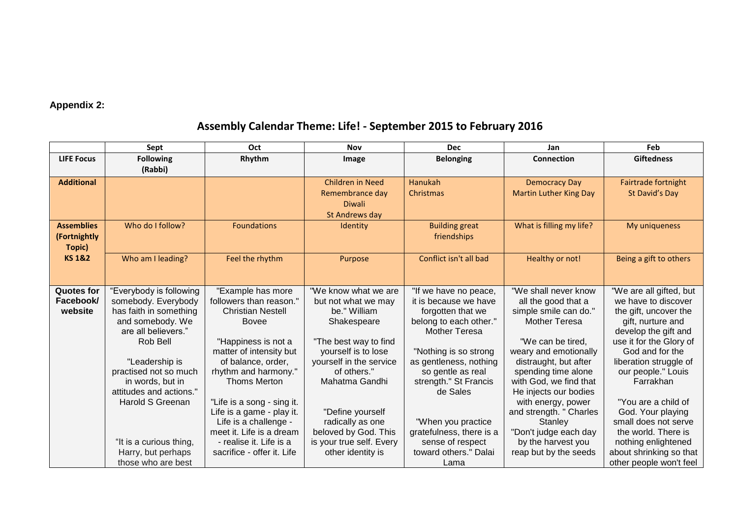**Appendix 2:**

## Assembly Calendar Theme: Life! - September 2015 to February 2016

| | Sept | Oct | Nov | Dec | Jan | Feb |
|---|---|---|---|---|---|---|
| **LIFE Focus** | **Following (Rabbi)** | **Rhythm** | **Image** | **Belonging** | **Connection** | **Giftedness** |
| **Additional** | | | Children in Need<br>Remembrance day<br>Diwali<br>St Andrews day | Hanukah<br>Christmas | Democracy Day<br>Martin Luther King Day | Fairtrade fortnight<br>St David's Day |
| **Assemblies (Fortnightly Topic) KS 1&2** | Who do I follow? | Foundations | Identity | Building great friendships | What is filling my life? | My uniqueness |
| | Who am I leading? | Feel the rhythm | Purpose | Conflict isn't all bad | Healthy or not! | Being a gift to others |
| **Quotes for Facebook/ website** | "Everybody is following somebody. Everybody has faith in something and somebody. We are all believers." Rob Bell<br><br>"Leadership is practised not so much in words, but in attitudes and actions." Harold S Greenan<br><br>"It is a curious thing, Harry, but perhaps those who are best | "Example has more followers than reason." Christian Nestell Bovee<br><br>"Happiness is not a matter of intensity but of balance, order, rhythm and harmony." Thoms Merton<br><br>"Life is a song - sing it. Life is a game - play it. Life is a challenge - meet it. Life is a dream - realise it. Life is a sacrifice - offer it. Life | "We know what we are but not what we may be." William Shakespeare<br><br>"The best way to find yourself is to lose yourself in the service of others." Mahatma Gandhi<br><br>"Define yourself radically as one beloved by God. This is your true self. Every other identity is | "If we have no peace, it is because we have forgotten that we belong to each other." Mother Teresa<br><br>"Nothing is so strong as gentleness, nothing so gentle as real strength." St Francis de Sales<br><br>"When you practice gratefulness, there is a sense of respect toward others." Dalai Lama | "We shall never know all the good that a simple smile can do." Mother Teresa<br><br>"We can be tired, weary and emotionally distraught, but after spending time alone with God, we find that He injects our bodies with energy, power and strength. " Charles Stanley<br>"Don't judge each day by the harvest you reap but by the seeds | "We are all gifted, but we have to discover the gift, uncover the gift, nurture and develop the gift and use it for the Glory of God and for the liberation struggle of our people." Louis Farrakhan<br><br>"You are a child of God. Your playing small does not serve the world. There is nothing enlightened about shrinking so that other people won't feel |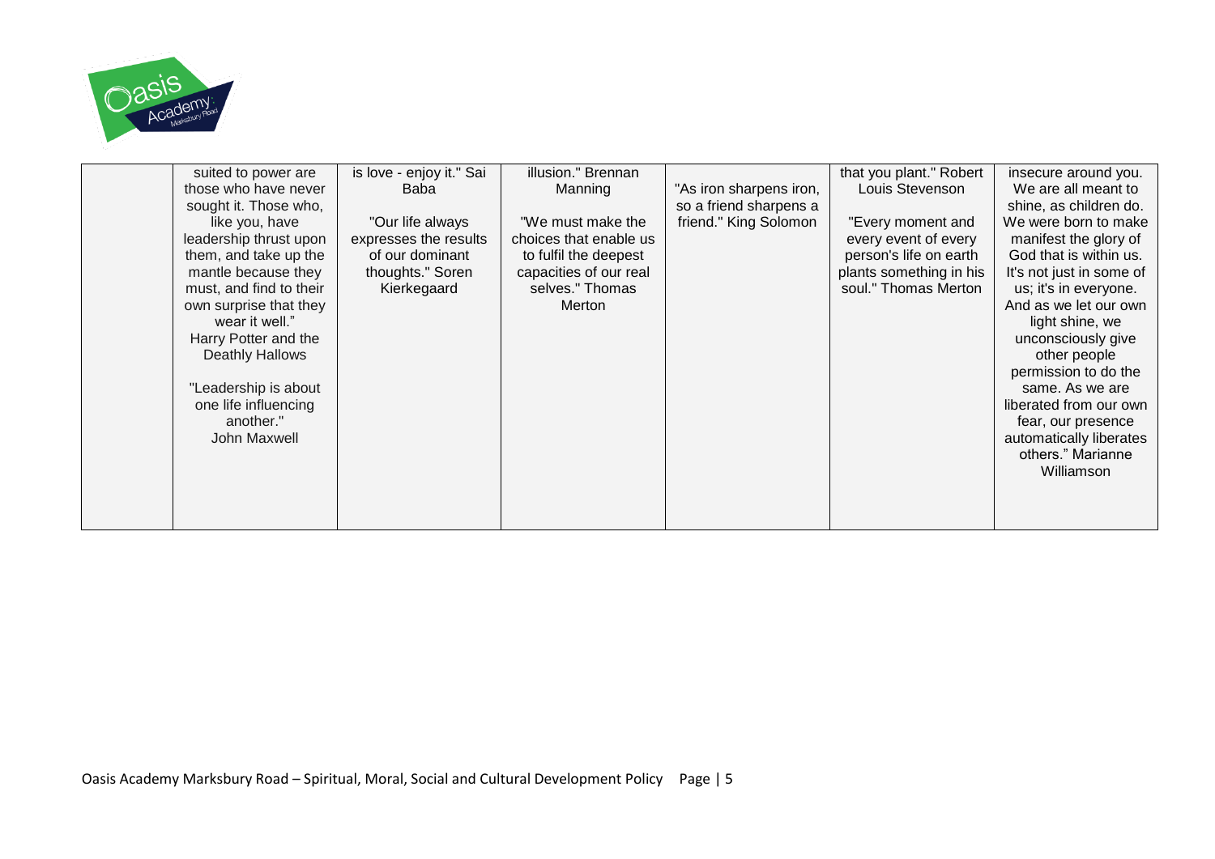| | | | | | | |
|---|---|---|---|---|---|---|
| | suited to power are those who have never sought it. Those who, like you, have leadership thrust upon them, and take up the mantle because they must, and find to their own surprise that they wear it well." Harry Potter and the Deathly Hallows<br><br>"Leadership is about one life influencing another." John Maxwell | is love - enjoy it." Sai Baba<br><br>"Our life always expresses the results of our dominant thoughts." Soren Kierkegaard | illusion." Brennan Manning<br><br>"We must make the choices that enable us to fulfil the deepest capacities of our real selves." Thomas Merton | "As iron sharpens iron, so a friend sharpens a friend." King Solomon | that you plant." Robert Louis Stevenson<br><br>"Every moment and every event of every person's life on earth plants something in his soul." Thomas Merton | insecure around you. We are all meant to shine, as children do. We were born to make manifest the glory of God that is within us. It's not just in some of us; it's in everyone. And as we let our own light shine, we unconsciously give other people permission to do the same. As we are liberated from our own fear, our presence automatically liberates others." Marianne Williamson |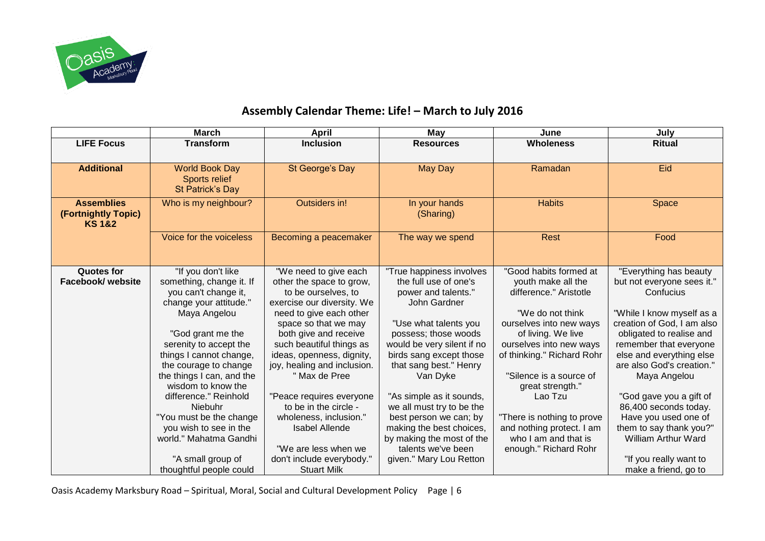## Assembly Calendar Theme: Life! – March to July 2016

| | March | April | May | June | July |
|---|---|---|---|---|---|
| **LIFE Focus** | **Transform** | **Inclusion** | **Resources** | **Wholeness** | **Ritual** |
| **Additional** | World Book Day<br>Sports relief<br>St Patrick's Day | St George's Day | May Day | Ramadan | Eid |
| **Assemblies (Fortnightly Topic) KS 1&2** | Who is my neighbour? | Outsiders in! | In your hands (Sharing) | Habits | Space |
| | Voice for the voiceless | Becoming a peacemaker | The way we spend | Rest | Food |
| **Quotes for Facebook/ website** | "If you don't like something, change it. If you can't change it, change your attitude." Maya Angelou<br><br>"God grant me the serenity to accept the things I cannot change, the courage to change the things I can, and the wisdom to know the difference." Reinhold Niebuhr<br>"You must be the change you wish to see in the world." Mahatma Gandhi<br><br>"A small group of thoughtful people could | "We need to give each other the space to grow, to be ourselves, to exercise our diversity. We need to give each other space so that we may both give and receive such beautiful things as ideas, openness, dignity, joy, healing and inclusion. " Max de Pree<br><br>"Peace requires everyone to be in the circle - wholeness, inclusion." Isabel Allende<br><br>"We are less when we don't include everybody." Stuart Milk | "True happiness involves the full use of one's power and talents." John Gardner<br><br>"Use what talents you possess; those woods would be very silent if no birds sang except those that sang best." Henry Van Dyke<br><br>"As simple as it sounds, we all must try to be the best person we can; by making the best choices, by making the most of the talents we've been given." Mary Lou Retton | "Good habits formed at youth make all the difference." Aristotle<br><br>"We do not think ourselves into new ways of living. We live ourselves into new ways of thinking." Richard Rohr<br><br>"Silence is a source of great strength." Lao Tzu<br><br>"There is nothing to prove and nothing protect. I am who I am and that is enough." Richard Rohr | "Everything has beauty but not everyone sees it." Confucius<br><br>"While I know myself as a creation of God, I am also obligated to realise and remember that everyone else and everything else are also God's creation." Maya Angelou<br><br>"God gave you a gift of 86,400 seconds today. Have you used one of them to say thank you?" William Arthur Ward<br><br>"If you really want to make a friend, go to |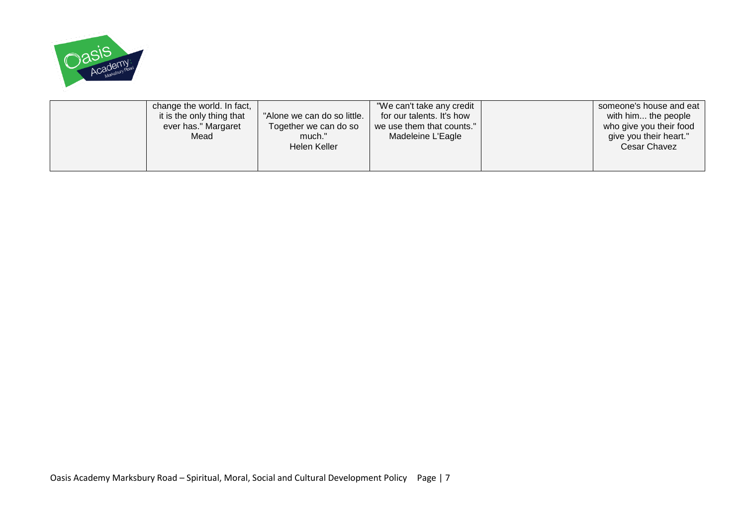| | | | | | |
|---|---|---|---|---|---|
| | change the world. In fact, it is the only thing that ever has." Margaret Mead | "Alone we can do so little. Together we can do so much." Helen Keller | "We can't take any credit for our talents. It's how we use them that counts." Madeleine L'Eagle | | someone's house and eat with him... the people who give you their food give you their heart." Cesar Chavez |